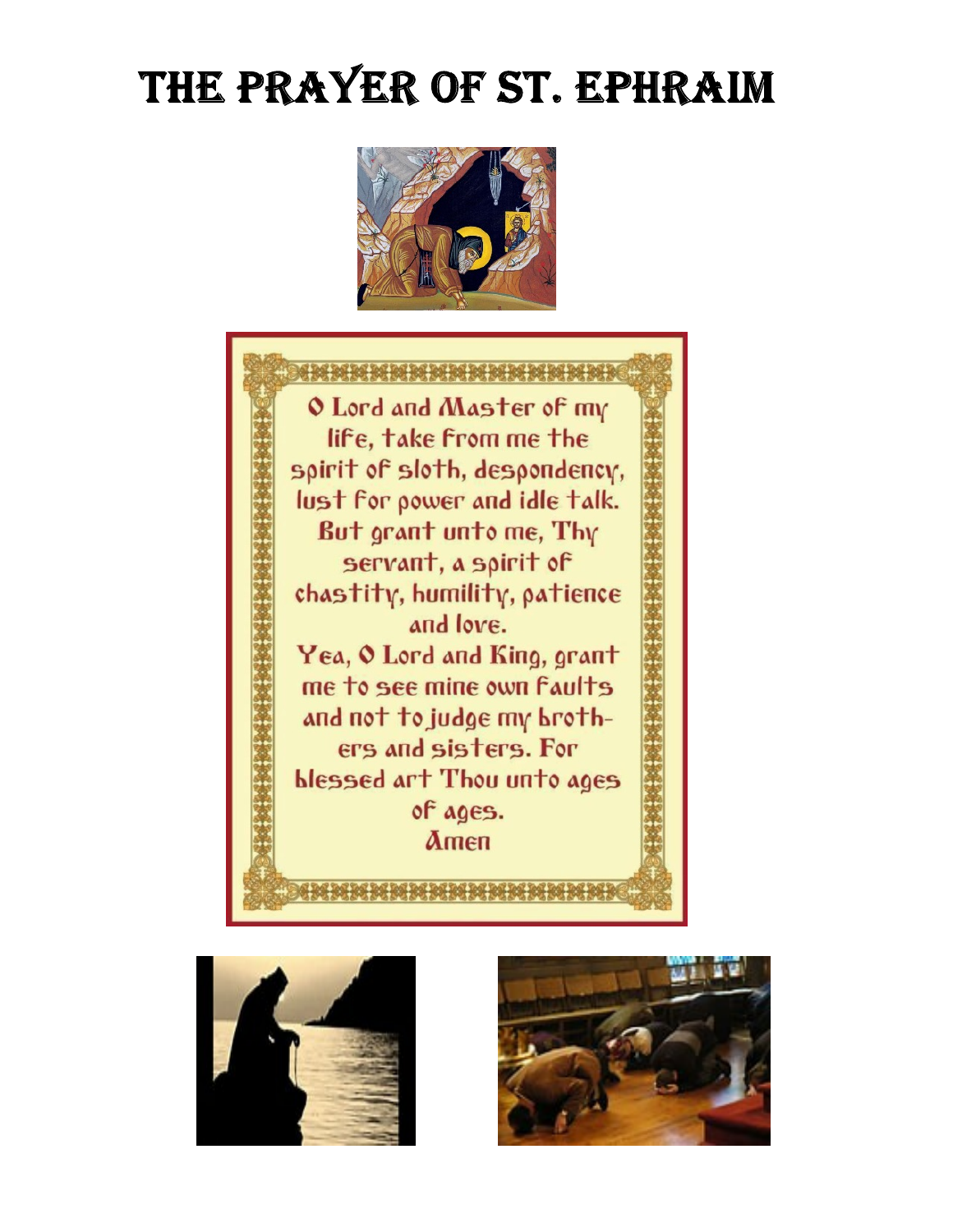# The Prayer of St. Ephraim

O Lord and Master of my life, take from me the spirit of sloth, despondency, lust for power and idle talk.
But grant unto me, Thy servant, a spirit of chastity, humility, patience and love.
Yea, O Lord and King, grant me to see mine own faults and not to judge my brothers and sisters. For blessed art Thou unto ages of ages.
Amen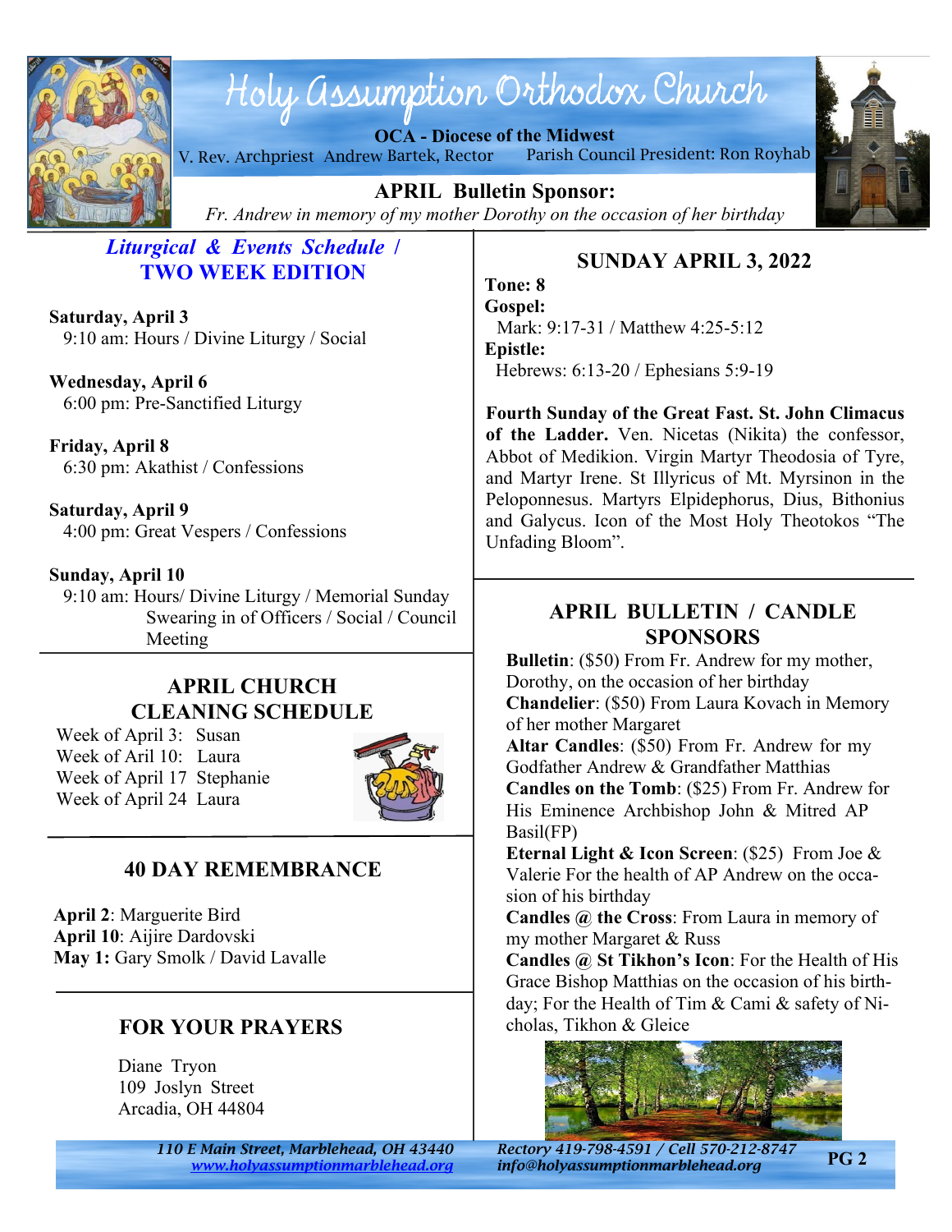# Holy Assumption Orthodox Church

**OCA - Diocese of the Midwest**

V. Rev. Archpriest Andrew Bartek, Rector — Parish Council President: Ron Royhab

**APRIL Bulletin Sponsor:**

*Fr. Andrew in memory of my mother Dorothy on the occasion of her birthday*

## *Liturgical & Events Schedule /* TWO WEEK EDITION

**Saturday, April 3**
9:10 am: Hours / Divine Liturgy / Social

**Wednesday, April 6**
6:00 pm: Pre-Sanctified Liturgy

**Friday, April 8**
6:30 pm: Akathist / Confessions

**Saturday, April 9**
4:00 pm: Great Vespers / Confessions

**Sunday, April 10**
9:10 am: Hours/ Divine Liturgy / Memorial Sunday Swearing in of Officers / Social / Council Meeting

## APRIL CHURCH CLEANING SCHEDULE

Week of April 3: Susan
Week of Aril 10: Laura
Week of April 17 Stephanie
Week of April 24 Laura

## 40 DAY REMEMBRANCE

**April 2**: Marguerite Bird
**April 10**: Aijire Dardovski
**May 1:** Gary Smolk / David Lavalle

## FOR YOUR PRAYERS

Diane Tryon
109 Joslyn Street
Arcadia, OH 44804

## SUNDAY APRIL 3, 2022

**Tone: 8**
**Gospel:**
Mark: 9:17-31 / Matthew 4:25-5:12
**Epistle:**
Hebrews: 6:13-20 / Ephesians 5:9-19

**Fourth Sunday of the Great Fast. St. John Climacus of the Ladder.** Ven. Nicetas (Nikita) the confessor, Abbot of Medikion. Virgin Martyr Theodosia of Tyre, and Martyr Irene. St Illyricus of Mt. Myrsinon in the Peloponnesus. Martyrs Elpidephorus, Dius, Bithonius and Galycus. Icon of the Most Holy Theotokos "The Unfading Bloom".

## APRIL BULLETIN / CANDLE SPONSORS

**Bulletin**: ($50) From Fr. Andrew for my mother, Dorothy, on the occasion of her birthday
**Chandelier**: ($50) From Laura Kovach in Memory of her mother Margaret
**Altar Candles**: ($50) From Fr. Andrew for my Godfather Andrew & Grandfather Matthias
**Candles on the Tomb**: ($25) From Fr. Andrew for His Eminence Archbishop John & Mitred AP Basil(FP)
**Eternal Light & Icon Screen**: ($25) From Joe & Valerie For the health of AP Andrew on the occasion of his birthday
**Candles @ the Cross**: From Laura in memory of my mother Margaret & Russ
**Candles @ St Tikhon's Icon**: For the Health of His Grace Bishop Matthias on the occasion of his birthday; For the Health of Tim & Cami & safety of Nicholas, Tikhon & Gleice

*110 E Main Street, Marblehead, OH 43440*
*www.holyassumptionmarblehead.org*
*Rectory 419-798-4591 / Cell 570-212-8747*
*info@holyassumptionmarblehead.org*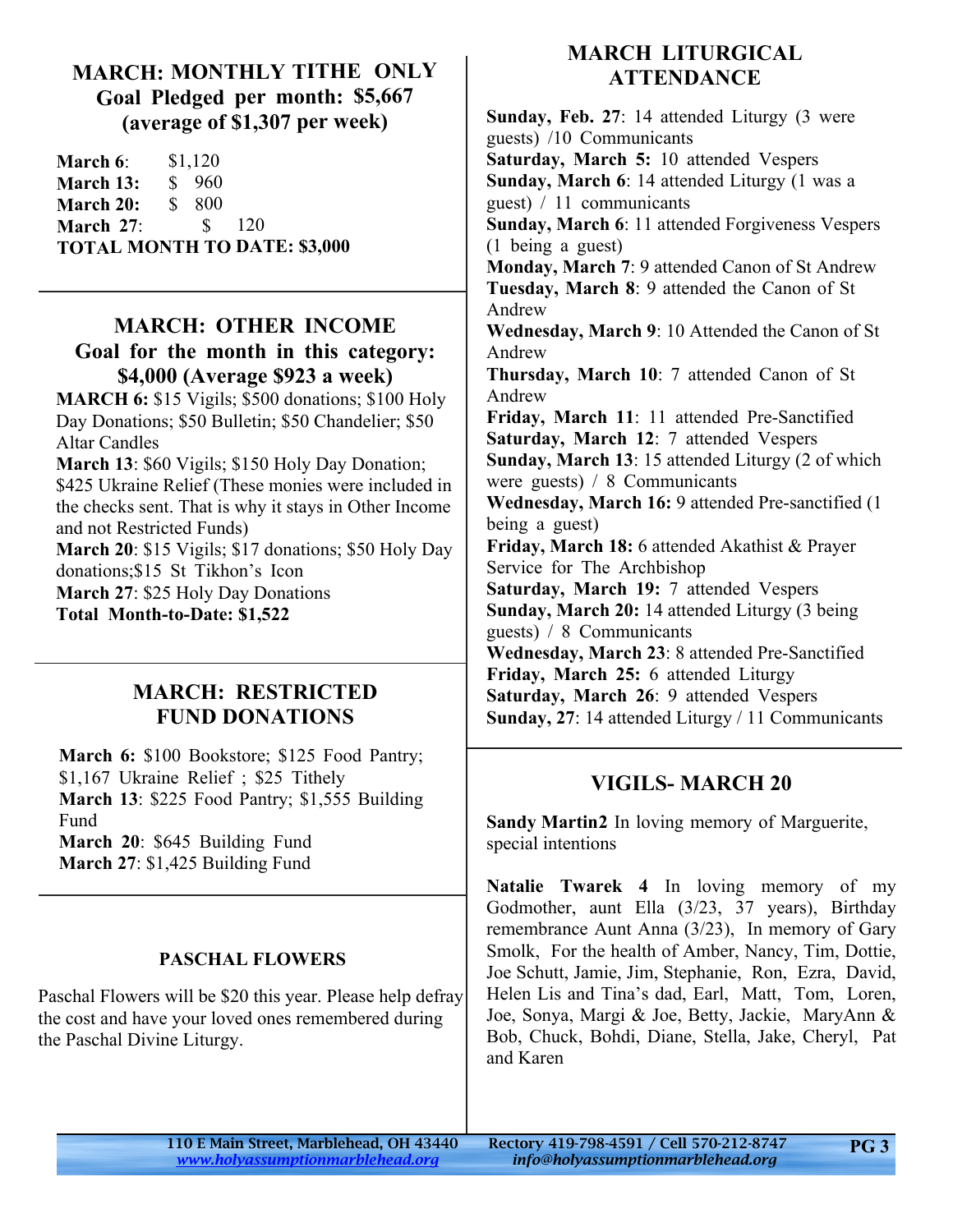## MARCH: MONTHLY TITHE ONLY
### Goal Pledged per month: $5,667 (average of $1,307 per week)

**March 6**: $1,120
**March 13:** $ 960
**March 20:** $ 800
**March 27**: $ 120
**TOTAL MONTH TO DATE: $3,000**

## MARCH: OTHER INCOME
### Goal for the month in this category: $4,000 (Average $923 a week)

**MARCH 6:** $15 Vigils; $500 donations; $100 Holy Day Donations; $50 Bulletin; $50 Chandelier; $50 Altar Candles
**March 13**: $60 Vigils; $150 Holy Day Donation; $425 Ukraine Relief (These monies were included in the checks sent. That is why it stays in Other Income and not Restricted Funds)
**March 20**: $15 Vigils; $17 donations; $50 Holy Day donations;$15 St Tikhon's Icon
**March 27**: $25 Holy Day Donations
**Total Month-to-Date: $1,522**

## MARCH: RESTRICTED FUND DONATIONS

**March 6:** $100 Bookstore; $125 Food Pantry; $1,167 Ukraine Relief ; $25 Tithely
**March 13**: $225 Food Pantry; $1,555 Building Fund
**March 20**: $645 Building Fund
**March 27**: $1,425 Building Fund

### PASCHAL FLOWERS

Paschal Flowers will be $20 this year. Please help defray the cost and have your loved ones remembered during the Paschal Divine Liturgy.

## MARCH LITURGICAL ATTENDANCE

**Sunday, Feb. 27**: 14 attended Liturgy (3 were guests) /10 Communicants
**Saturday, March 5:** 10 attended Vespers
**Sunday, March 6**: 14 attended Liturgy (1 was a guest) / 11 communicants
**Sunday, March 6**: 11 attended Forgiveness Vespers (1 being a guest)
**Monday, March 7**: 9 attended Canon of St Andrew
**Tuesday, March 8**: 9 attended the Canon of St Andrew
**Wednesday, March 9**: 10 Attended the Canon of St Andrew
**Thursday, March 10**: 7 attended Canon of St Andrew
**Friday, March 11**: 11 attended Pre-Sanctified
**Saturday, March 12**: 7 attended Vespers
**Sunday, March 13**: 15 attended Liturgy (2 of which were guests) / 8 Communicants
**Wednesday, March 16:** 9 attended Pre-sanctified (1 being a guest)
**Friday, March 18:** 6 attended Akathist & Prayer Service for The Archbishop
**Saturday, March 19:** 7 attended Vespers
**Sunday, March 20:** 14 attended Liturgy (3 being guests) / 8 Communicants
**Wednesday, March 23**: 8 attended Pre-Sanctified
**Friday, March 25:** 6 attended Liturgy
**Saturday, March 26**: 9 attended Vespers
**Sunday, 27**: 14 attended Liturgy / 11 Communicants

## VIGILS- MARCH 20

**Sandy Martin2** In loving memory of Marguerite, special intentions

**Natalie Twarek 4** In loving memory of my Godmother, aunt Ella (3/23, 37 years), Birthday remembrance Aunt Anna (3/23), In memory of Gary Smolk, For the health of Amber, Nancy, Tim, Dottie, Joe Schutt, Jamie, Jim, Stephanie, Ron, Ezra, David, Helen Lis and Tina's dad, Earl, Matt, Tom, Loren, Joe, Sonya, Margi & Joe, Betty, Jackie, MaryAnn & Bob, Chuck, Bohdi, Diane, Stella, Jake, Cheryl, Pat and Karen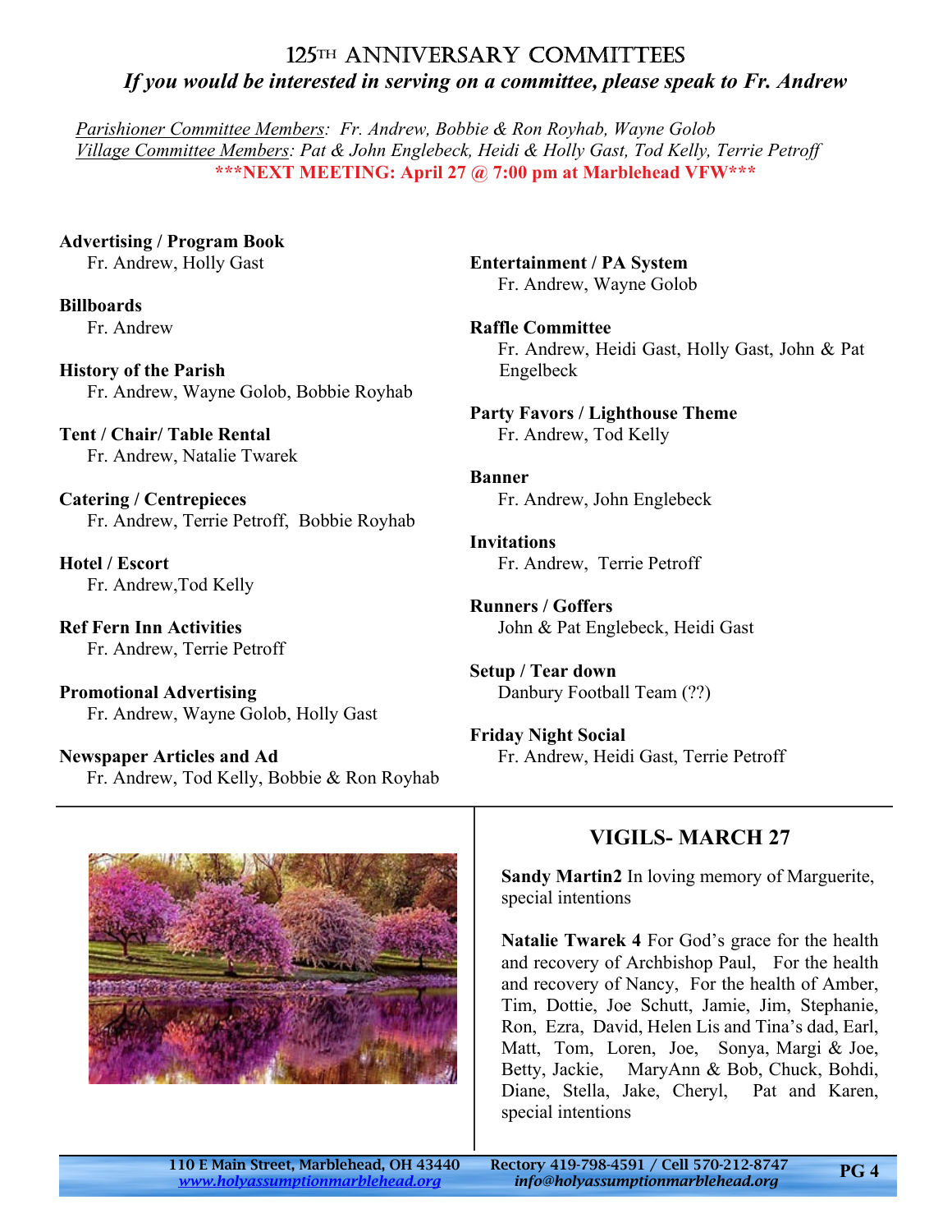# 125th Anniversary Committees

***If you would be interested in serving on a committee, please speak to Fr. Andrew***

*Parishioner Committee Members: Fr. Andrew, Bobbie & Ron Royhab, Wayne Golob*
*Village Committee Members: Pat & John Englebeck, Heidi & Holly Gast, Tod Kelly, Terrie Petroff*

**\*\*\*NEXT MEETING: April 27 @ 7:00 pm at Marblehead VFW\*\*\***

**Advertising / Program Book**
Fr. Andrew, Holly Gast

**Billboards**
Fr. Andrew

**History of the Parish**
Fr. Andrew, Wayne Golob, Bobbie Royhab

**Tent / Chair/ Table Rental**
Fr. Andrew, Natalie Twarek

**Catering / Centrepieces**
Fr. Andrew, Terrie Petroff, Bobbie Royhab

**Hotel / Escort**
Fr. Andrew,Tod Kelly

**Ref Fern Inn Activities**
Fr. Andrew, Terrie Petroff

**Promotional Advertising**
Fr. Andrew, Wayne Golob, Holly Gast

**Newspaper Articles and Ad**
Fr. Andrew, Tod Kelly, Bobbie & Ron Royhab

**Entertainment / PA System**
Fr. Andrew, Wayne Golob

**Raffle Committee**
Fr. Andrew, Heidi Gast, Holly Gast, John & Pat Engelbeck

**Party Favors / Lighthouse Theme**
Fr. Andrew, Tod Kelly

**Banner**
Fr. Andrew, John Englebeck

**Invitations**
Fr. Andrew, Terrie Petroff

**Runners / Goffers**
John & Pat Englebeck, Heidi Gast

**Setup / Tear down**
Danbury Football Team (??)

**Friday Night Social**
Fr. Andrew, Heidi Gast, Terrie Petroff

## VIGILS- MARCH 27

**Sandy Martin2** In loving memory of Marguerite, special intentions

**Natalie Twarek 4** For God's grace for the health and recovery of Archbishop Paul, For the health and recovery of Nancy, For the health of Amber, Tim, Dottie, Joe Schutt, Jamie, Jim, Stephanie, Ron, Ezra, David, Helen Lis and Tina's dad, Earl, Matt, Tom, Loren, Joe, Sonya, Margi & Joe, Betty, Jackie, MaryAnn & Bob, Chuck, Bohdi, Diane, Stella, Jake, Cheryl, Pat and Karen, special intentions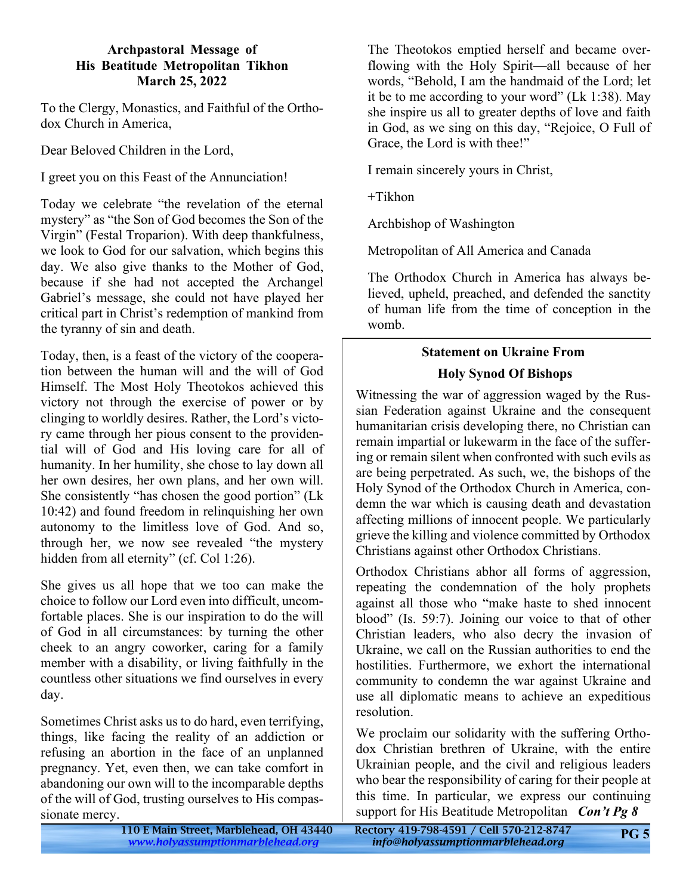**Archpastoral Message of His Beatitude Metropolitan Tikhon March 25, 2022**

To the Clergy, Monastics, and Faithful of the Orthodox Church in America,

Dear Beloved Children in the Lord,

I greet you on this Feast of the Annunciation!

Today we celebrate "the revelation of the eternal mystery" as "the Son of God becomes the Son of the Virgin" (Festal Troparion). With deep thankfulness, we look to God for our salvation, which begins this day. We also give thanks to the Mother of God, because if she had not accepted the Archangel Gabriel's message, she could not have played her critical part in Christ's redemption of mankind from the tyranny of sin and death.

Today, then, is a feast of the victory of the cooperation between the human will and the will of God Himself. The Most Holy Theotokos achieved this victory not through the exercise of power or by clinging to worldly desires. Rather, the Lord's victory came through her pious consent to the providential will of God and His loving care for all of humanity. In her humility, she chose to lay down all her own desires, her own plans, and her own will. She consistently "has chosen the good portion" (Lk 10:42) and found freedom in relinquishing her own autonomy to the limitless love of God. And so, through her, we now see revealed "the mystery hidden from all eternity" (cf. Col 1:26).

She gives us all hope that we too can make the choice to follow our Lord even into difficult, uncomfortable places. She is our inspiration to do the will of God in all circumstances: by turning the other cheek to an angry coworker, caring for a family member with a disability, or living faithfully in the countless other situations we find ourselves in every day.

Sometimes Christ asks us to do hard, even terrifying, things, like facing the reality of an addiction or refusing an abortion in the face of an unplanned pregnancy. Yet, even then, we can take comfort in abandoning our own will to the incomparable depths of the will of God, trusting ourselves to His compassionate mercy.

The Theotokos emptied herself and became overflowing with the Holy Spirit—all because of her words, "Behold, I am the handmaid of the Lord; let it be to me according to your word" (Lk 1:38). May she inspire us all to greater depths of love and faith in God, as we sing on this day, "Rejoice, O Full of Grace, the Lord is with thee!"

I remain sincerely yours in Christ,

+Tikhon

Archbishop of Washington

Metropolitan of All America and Canada

The Orthodox Church in America has always believed, upheld, preached, and defended the sanctity of human life from the time of conception in the womb.

**Statement on Ukraine From**

**Holy Synod Of Bishops**

Witnessing the war of aggression waged by the Russian Federation against Ukraine and the consequent humanitarian crisis developing there, no Christian can remain impartial or lukewarm in the face of the suffering or remain silent when confronted with such evils as are being perpetrated. As such, we, the bishops of the Holy Synod of the Orthodox Church in America, condemn the war which is causing death and devastation affecting millions of innocent people. We particularly grieve the killing and violence committed by Orthodox Christians against other Orthodox Christians.

Orthodox Christians abhor all forms of aggression, repeating the condemnation of the holy prophets against all those who "make haste to shed innocent blood" (Is. 59:7). Joining our voice to that of other Christian leaders, who also decry the invasion of Ukraine, we call on the Russian authorities to end the hostilities. Furthermore, we exhort the international community to condemn the war against Ukraine and use all diplomatic means to achieve an expeditious resolution.

We proclaim our solidarity with the suffering Orthodox Christian brethren of Ukraine, with the entire Ukrainian people, and the civil and religious leaders who bear the responsibility of caring for their people at this time. In particular, we express our continuing support for His Beatitude Metropolitan ***Con't Pg 8***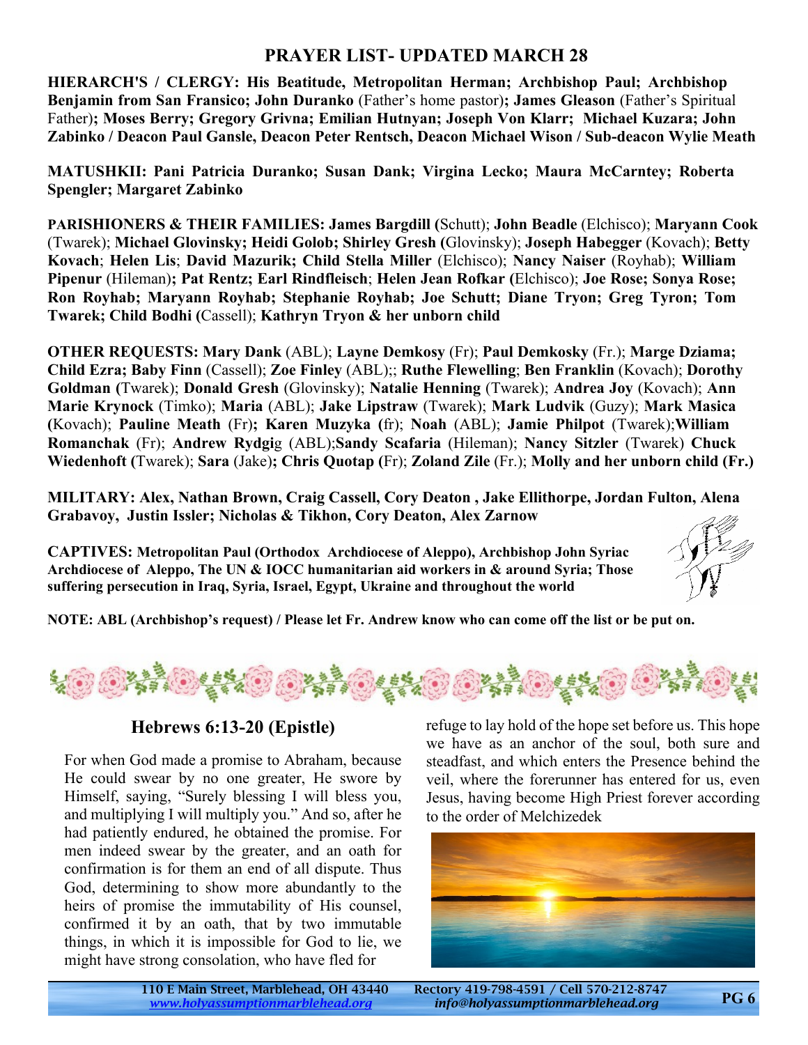## PRAYER LIST- UPDATED MARCH 28

**HIERARCH'S / CLERGY: His Beatitude, Metropolitan Herman; Archbishop Paul; Archbishop Benjamin from San Fransico; John Duranko** (Father's home pastor)**; James Gleason** (Father's Spiritual Father)**; Moses Berry; Gregory Grivna; Emilian Hutnyan; Joseph Von Klarr; Michael Kuzara; John Zabinko / Deacon Paul Gansle, Deacon Peter Rentsch, Deacon Michael Wison / Sub-deacon Wylie Meath**

**MATUSHKII: Pani Patricia Duranko; Susan Dank; Virgina Lecko; Maura McCarntey; Roberta Spengler; Margaret Zabinko**

**PARISHIONERS & THEIR FAMILIES: James Bargdill (**Schutt); **John Beadle** (Elchisco); **Maryann Cook** (Twarek); **Michael Glovinsky; Heidi Golob; Shirley Gresh (**Glovinsky); **Joseph Habegger** (Kovach); **Betty Kovach**; **Helen Lis**; **David Mazurik; Child Stella Miller** (Elchisco); **Nancy Naiser** (Royhab); **William Pipenur** (Hileman)**; Pat Rentz; Earl Rindfleisch**; **Helen Jean Rofkar (**Elchisco); **Joe Rose; Sonya Rose; Ron Royhab; Maryann Royhab; Stephanie Royhab; Joe Schutt; Diane Tryon; Greg Tyron; Tom Twarek; Child Bodhi (**Cassell); **Kathryn Tryon & her unborn child**

**OTHER REQUESTS: Mary Dank** (ABL); **Layne Demkosy** (Fr); **Paul Demkosky** (Fr.); **Marge Dziama; Child Ezra; Baby Finn** (Cassell); **Zoe Finley** (ABL);; **Ruthe Flewelling**; **Ben Franklin** (Kovach); **Dorothy Goldman (**Twarek); **Donald Gresh** (Glovinsky); **Natalie Henning** (Twarek); **Andrea Joy** (Kovach); **Ann Marie Krynock** (Timko); **Maria** (ABL); **Jake Lipstraw** (Twarek); **Mark Ludvik** (Guzy); **Mark Masica (**Kovach); **Pauline Meath** (Fr)**; Karen Muzyka (**fr); **Noah** (ABL); **Jamie Philpot** (Twarek);**William Romanchak** (Fr); **Andrew Rydgi**g (ABL);**Sandy Scafaria** (Hileman); **Nancy Sitzler** (Twarek) **Chuck Wiedenhoft (**Twarek); **Sara** (Jake)**; Chris Quotap (**Fr); **Zoland Zile** (Fr.); **Molly and her unborn child (Fr.)**

**MILITARY: Alex, Nathan Brown, Craig Cassell, Cory Deaton , Jake Ellithorpe, Jordan Fulton, Alena Grabavoy, Justin Issler; Nicholas & Tikhon, Cory Deaton, Alex Zarnow**

**CAPTIVES: Metropolitan Paul (Orthodox Archdiocese of Aleppo), Archbishop John Syriac Archdiocese of Aleppo, The UN & IOCC humanitarian aid workers in & around Syria; Those suffering persecution in Iraq, Syria, Israel, Egypt, Ukraine and throughout the world**

**NOTE: ABL (Archbishop's request) / Please let Fr. Andrew know who can come off the list or be put on.**

### Hebrews 6:13-20 (Epistle)

For when God made a promise to Abraham, because He could swear by no one greater, He swore by Himself, saying, "Surely blessing I will bless you, and multiplying I will multiply you." And so, after he had patiently endured, he obtained the promise. For men indeed swear by the greater, and an oath for confirmation is for them an end of all dispute. Thus God, determining to show more abundantly to the heirs of promise the immutability of His counsel, confirmed it by an oath, that by two immutable things, in which it is impossible for God to lie, we might have strong consolation, who have fled for refuge to lay hold of the hope set before us. This hope we have as an anchor of the soul, both sure and steadfast, and which enters the Presence behind the veil, where the forerunner has entered for us, even Jesus, having become High Priest forever according to the order of Melchizedek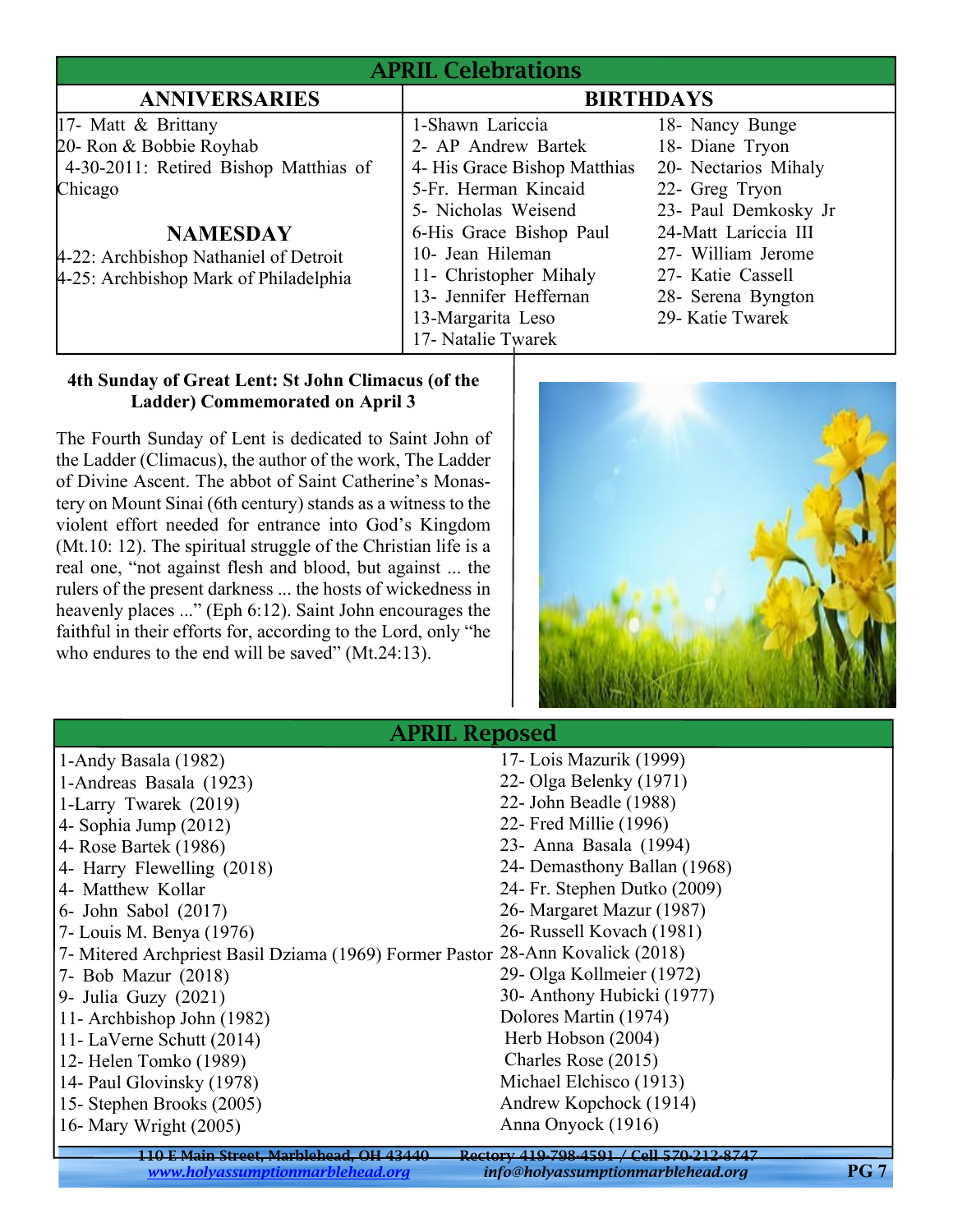# APRIL Celebrations

## ANNIVERSARIES

17- Matt & Brittany
20- Ron & Bobbie Royhab
4-30-2011: Retired Bishop Matthias of Chicago

## NAMESDAY

4-22: Archbishop Nathaniel of Detroit
4-25: Archbishop Mark of Philadelphia

## BIRTHDAYS

1-Shawn Lariccia
2- AP Andrew Bartek
4- His Grace Bishop Matthias
5-Fr. Herman Kincaid
5- Nicholas Weisend
6-His Grace Bishop Paul
10- Jean Hileman
11- Christopher Mihaly
13- Jennifer Heffernan
13-Margarita Leso
17- Natalie Twarek
18- Nancy Bunge
18- Diane Tryon
20- Nectarios Mihaly
22- Greg Tryon
23- Paul Demkosky Jr
24-Matt Lariccia III
27- William Jerome
27- Katie Cassell
28- Serena Byngton
29- Katie Twarek

**4th Sunday of Great Lent: St John Climacus (of the Ladder) Commemorated on April 3**

The Fourth Sunday of Lent is dedicated to Saint John of the Ladder (Climacus), the author of the work, The Ladder of Divine Ascent. The abbot of Saint Catherine's Monastery on Mount Sinai (6th century) stands as a witness to the violent effort needed for entrance into God's Kingdom (Mt.10: 12). The spiritual struggle of the Christian life is a real one, "not against flesh and blood, but against ... the rulers of the present darkness ... the hosts of wickedness in heavenly places ..." (Eph 6:12). Saint John encourages the faithful in their efforts for, according to the Lord, only "he who endures to the end will be saved" (Mt.24:13).

# APRIL Reposed

1-Andy Basala (1982)
1-Andreas Basala (1923)
1-Larry Twarek (2019)
4- Sophia Jump (2012)
4- Rose Bartek (1986)
4- Harry Flewelling (2018)
4- Matthew Kollar
6- John Sabol (2017)
7- Louis M. Benya (1976)
7- Mitered Archpriest Basil Dziama (1969) Former Pastor
7- Bob Mazur (2018)
9- Julia Guzy (2021)
11- Archbishop John (1982)
11- LaVerne Schutt (2014)
12- Helen Tomko (1989)
14- Paul Glovinsky (1978)
15- Stephen Brooks (2005)
16- Mary Wright (2005)
17- Lois Mazurik (1999)
22- Olga Belenky (1971)
22- John Beadle (1988)
22- Fred Millie (1996)
23- Anna Basala (1994)
24- Demasthony Ballan (1968)
24- Fr. Stephen Dutko (2009)
26- Margaret Mazur (1987)
26- Russell Kovach (1981)
28-Ann Kovalick (2018)
29- Olga Kollmeier (1972)
30- Anthony Hubicki (1977)
Dolores Martin (1974)
Herb Hobson (2004)
Charles Rose (2015)
Michael Elchisco (1913)
Andrew Kopchock (1914)
Anna Onyock (1916)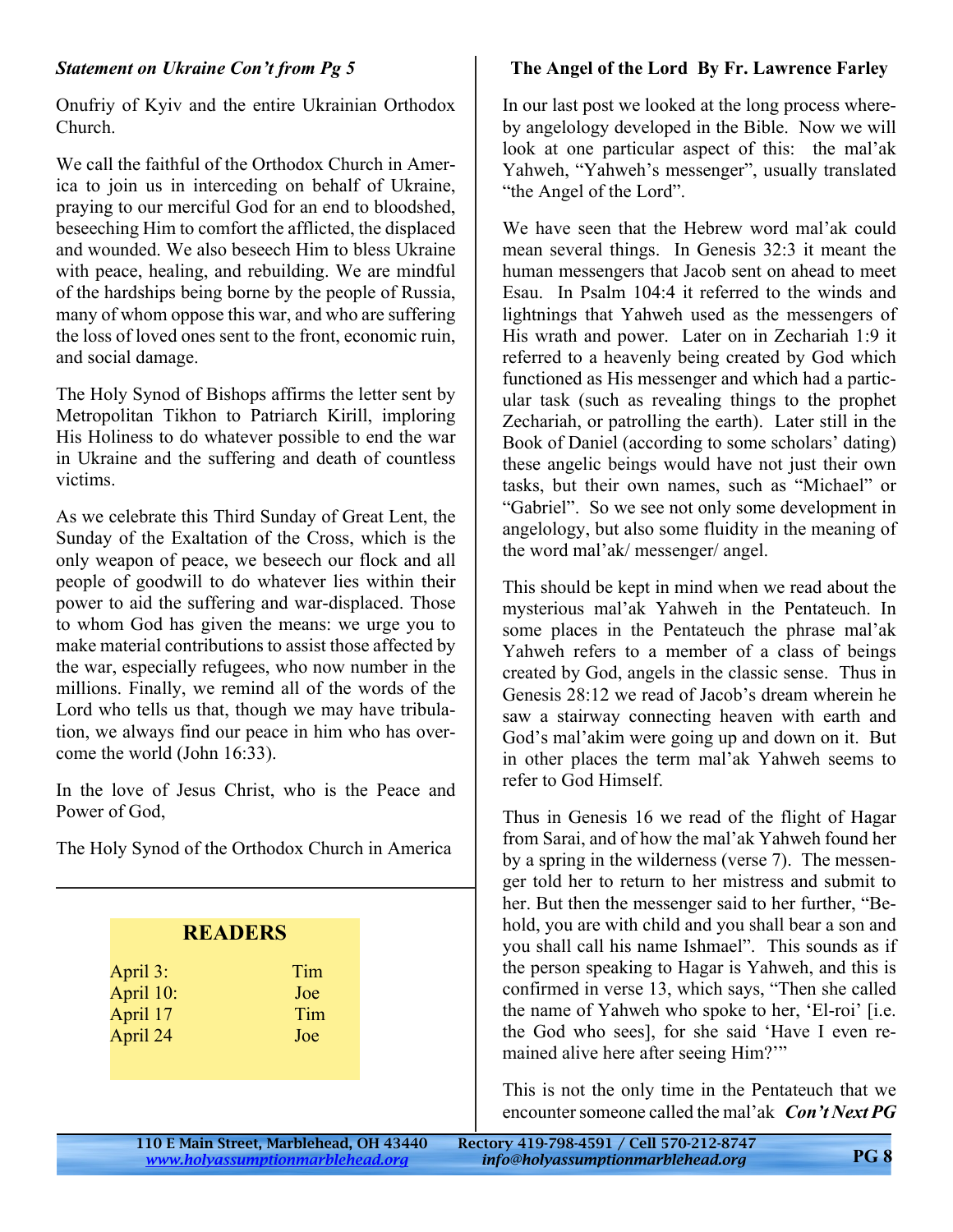***Statement on Ukraine Con't from Pg 5***

Onufriy of Kyiv and the entire Ukrainian Orthodox Church.

We call the faithful of the Orthodox Church in America to join us in interceding on behalf of Ukraine, praying to our merciful God for an end to bloodshed, beseeching Him to comfort the afflicted, the displaced and wounded. We also beseech Him to bless Ukraine with peace, healing, and rebuilding. We are mindful of the hardships being borne by the people of Russia, many of whom oppose this war, and who are suffering the loss of loved ones sent to the front, economic ruin, and social damage.

The Holy Synod of Bishops affirms the letter sent by Metropolitan Tikhon to Patriarch Kirill, imploring His Holiness to do whatever possible to end the war in Ukraine and the suffering and death of countless victims.

As we celebrate this Third Sunday of Great Lent, the Sunday of the Exaltation of the Cross, which is the only weapon of peace, we beseech our flock and all people of goodwill to do whatever lies within their power to aid the suffering and war-displaced. Those to whom God has given the means: we urge you to make material contributions to assist those affected by the war, especially refugees, who now number in the millions. Finally, we remind all of the words of the Lord who tells us that, though we may have tribulation, we always find our peace in him who has overcome the world (John 16:33).

In the love of Jesus Christ, who is the Peace and Power of God,

The Holy Synod of the Orthodox Church in America

## READERS

| | |
|---|---|
| April 3: | Tim |
| April 10: | Joe |
| April 17 | Tim |
| April 24 | Joe |

**The Angel of the Lord By Fr. Lawrence Farley**

In our last post we looked at the long process whereby angelology developed in the Bible. Now we will look at one particular aspect of this: the mal'ak Yahweh, "Yahweh's messenger", usually translated "the Angel of the Lord".

We have seen that the Hebrew word mal'ak could mean several things. In Genesis 32:3 it meant the human messengers that Jacob sent on ahead to meet Esau. In Psalm 104:4 it referred to the winds and lightnings that Yahweh used as the messengers of His wrath and power. Later on in Zechariah 1:9 it referred to a heavenly being created by God which functioned as His messenger and which had a particular task (such as revealing things to the prophet Zechariah, or patrolling the earth). Later still in the Book of Daniel (according to some scholars' dating) these angelic beings would have not just their own tasks, but their own names, such as "Michael" or "Gabriel". So we see not only some development in angelology, but also some fluidity in the meaning of the word mal'ak/ messenger/ angel.

This should be kept in mind when we read about the mysterious mal'ak Yahweh in the Pentateuch. In some places in the Pentateuch the phrase mal'ak Yahweh refers to a member of a class of beings created by God, angels in the classic sense. Thus in Genesis 28:12 we read of Jacob's dream wherein he saw a stairway connecting heaven with earth and God's mal'akim were going up and down on it. But in other places the term mal'ak Yahweh seems to refer to God Himself.

Thus in Genesis 16 we read of the flight of Hagar from Sarai, and of how the mal'ak Yahweh found her by a spring in the wilderness (verse 7). The messenger told her to return to her mistress and submit to her. But then the messenger said to her further, "Behold, you are with child and you shall bear a son and you shall call his name Ishmael". This sounds as if the person speaking to Hagar is Yahweh, and this is confirmed in verse 13, which says, "Then she called the name of Yahweh who spoke to her, 'El-roi' [i.e. the God who sees], for she said 'Have I even remained alive here after seeing Him?'"

This is not the only time in the Pentateuch that we encounter someone called the mal'ak ***Con't Next PG***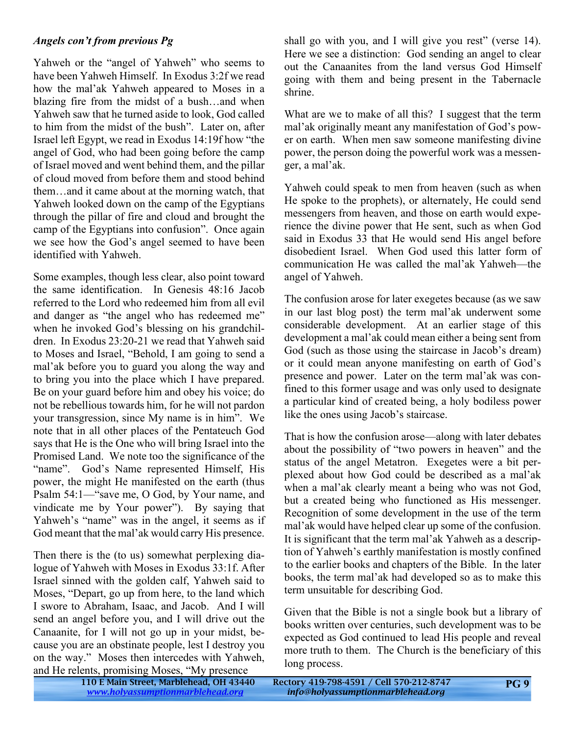***Angels con't from previous Pg***

Yahweh or the "angel of Yahweh" who seems to have been Yahweh Himself. In Exodus 3:2f we read how the mal'ak Yahweh appeared to Moses in a blazing fire from the midst of a bush…and when Yahweh saw that he turned aside to look, God called to him from the midst of the bush". Later on, after Israel left Egypt, we read in Exodus 14:19f how "the angel of God, who had been going before the camp of Israel moved and went behind them, and the pillar of cloud moved from before them and stood behind them…and it came about at the morning watch, that Yahweh looked down on the camp of the Egyptians through the pillar of fire and cloud and brought the camp of the Egyptians into confusion". Once again we see how the God's angel seemed to have been identified with Yahweh.

Some examples, though less clear, also point toward the same identification. In Genesis 48:16 Jacob referred to the Lord who redeemed him from all evil and danger as "the angel who has redeemed me" when he invoked God's blessing on his grandchildren. In Exodus 23:20-21 we read that Yahweh said to Moses and Israel, "Behold, I am going to send a mal'ak before you to guard you along the way and to bring you into the place which I have prepared. Be on your guard before him and obey his voice; do not be rebellious towards him, for he will not pardon your transgression, since My name is in him". We note that in all other places of the Pentateuch God says that He is the One who will bring Israel into the Promised Land. We note too the significance of the "name". God's Name represented Himself, His power, the might He manifested on the earth (thus Psalm 54:1—"save me, O God, by Your name, and vindicate me by Your power"). By saying that Yahweh's "name" was in the angel, it seems as if God meant that the mal'ak would carry His presence.

Then there is the (to us) somewhat perplexing dialogue of Yahweh with Moses in Exodus 33:1f. After Israel sinned with the golden calf, Yahweh said to Moses, "Depart, go up from here, to the land which I swore to Abraham, Isaac, and Jacob. And I will send an angel before you, and I will drive out the Canaanite, for I will not go up in your midst, because you are an obstinate people, lest I destroy you on the way." Moses then intercedes with Yahweh, and He relents, promising Moses, "My presence shall go with you, and I will give you rest" (verse 14). Here we see a distinction: God sending an angel to clear out the Canaanites from the land versus God Himself going with them and being present in the Tabernacle shrine.

What are we to make of all this? I suggest that the term mal'ak originally meant any manifestation of God's power on earth. When men saw someone manifesting divine power, the person doing the powerful work was a messenger, a mal'ak.

Yahweh could speak to men from heaven (such as when He spoke to the prophets), or alternately, He could send messengers from heaven, and those on earth would experience the divine power that He sent, such as when God said in Exodus 33 that He would send His angel before disobedient Israel. When God used this latter form of communication He was called the mal'ak Yahweh—the angel of Yahweh.

The confusion arose for later exegetes because (as we saw in our last blog post) the term mal'ak underwent some considerable development. At an earlier stage of this development a mal'ak could mean either a being sent from God (such as those using the staircase in Jacob's dream) or it could mean anyone manifesting on earth of God's presence and power. Later on the term mal'ak was confined to this former usage and was only used to designate a particular kind of created being, a holy bodiless power like the ones using Jacob's staircase.

That is how the confusion arose—along with later debates about the possibility of "two powers in heaven" and the status of the angel Metatron. Exegetes were a bit perplexed about how God could be described as a mal'ak when a mal'ak clearly meant a being who was not God, but a created being who functioned as His messenger. Recognition of some development in the use of the term mal'ak would have helped clear up some of the confusion. It is significant that the term mal'ak Yahweh as a description of Yahweh's earthly manifestation is mostly confined to the earlier books and chapters of the Bible. In the later books, the term mal'ak had developed so as to make this term unsuitable for describing God.

Given that the Bible is not a single book but a library of books written over centuries, such development was to be expected as God continued to lead His people and reveal more truth to them. The Church is the beneficiary of this long process.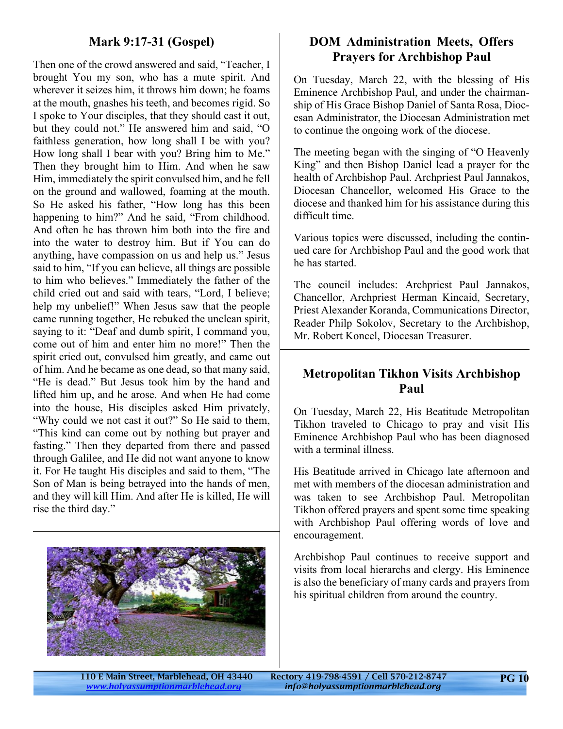## Mark 9:17-31 (Gospel)

Then one of the crowd answered and said, “Teacher, I brought You my son, who has a mute spirit. And wherever it seizes him, it throws him down; he foams at the mouth, gnashes his teeth, and becomes rigid. So I spoke to Your disciples, that they should cast it out, but they could not.” He answered him and said, “O faithless generation, how long shall I be with you? How long shall I bear with you? Bring him to Me.” Then they brought him to Him. And when he saw Him, immediately the spirit convulsed him, and he fell on the ground and wallowed, foaming at the mouth. So He asked his father, “How long has this been happening to him?” And he said, “From childhood. And often he has thrown him both into the fire and into the water to destroy him. But if You can do anything, have compassion on us and help us.” Jesus said to him, “If you can believe, all things are possible to him who believes.” Immediately the father of the child cried out and said with tears, “Lord, I believe; help my unbelief!” When Jesus saw that the people came running together, He rebuked the unclean spirit, saying to it: “Deaf and dumb spirit, I command you, come out of him and enter him no more!” Then the spirit cried out, convulsed him greatly, and came out of him. And he became as one dead, so that many said, “He is dead.” But Jesus took him by the hand and lifted him up, and he arose. And when He had come into the house, His disciples asked Him privately, “Why could we not cast it out?” So He said to them, “This kind can come out by nothing but prayer and fasting.” Then they departed from there and passed through Galilee, and He did not want anyone to know it. For He taught His disciples and said to them, “The Son of Man is being betrayed into the hands of men, and they will kill Him. And after He is killed, He will rise the third day.”

## DOM Administration Meets, Offers Prayers for Archbishop Paul

On Tuesday, March 22, with the blessing of His Eminence Archbishop Paul, and under the chairmanship of His Grace Bishop Daniel of Santa Rosa, Diocesan Administrator, the Diocesan Administration met to continue the ongoing work of the diocese.

The meeting began with the singing of “O Heavenly King” and then Bishop Daniel lead a prayer for the health of Archbishop Paul. Archpriest Paul Jannakos, Diocesan Chancellor, welcomed His Grace to the diocese and thanked him for his assistance during this difficult time.

Various topics were discussed, including the continued care for Archbishop Paul and the good work that he has started.

The council includes: Archpriest Paul Jannakos, Chancellor, Archpriest Herman Kincaid, Secretary, Priest Alexander Koranda, Communications Director, Reader Philp Sokolov, Secretary to the Archbishop, Mr. Robert Koncel, Diocesan Treasurer.

## Metropolitan Tikhon Visits Archbishop Paul

On Tuesday, March 22, His Beatitude Metropolitan Tikhon traveled to Chicago to pray and visit His Eminence Archbishop Paul who has been diagnosed with a terminal illness.

His Beatitude arrived in Chicago late afternoon and met with members of the diocesan administration and was taken to see Archbishop Paul. Metropolitan Tikhon offered prayers and spent some time speaking with Archbishop Paul offering words of love and encouragement.

Archbishop Paul continues to receive support and visits from local hierarchs and clergy. His Eminence is also the beneficiary of many cards and prayers from his spiritual children from around the country.